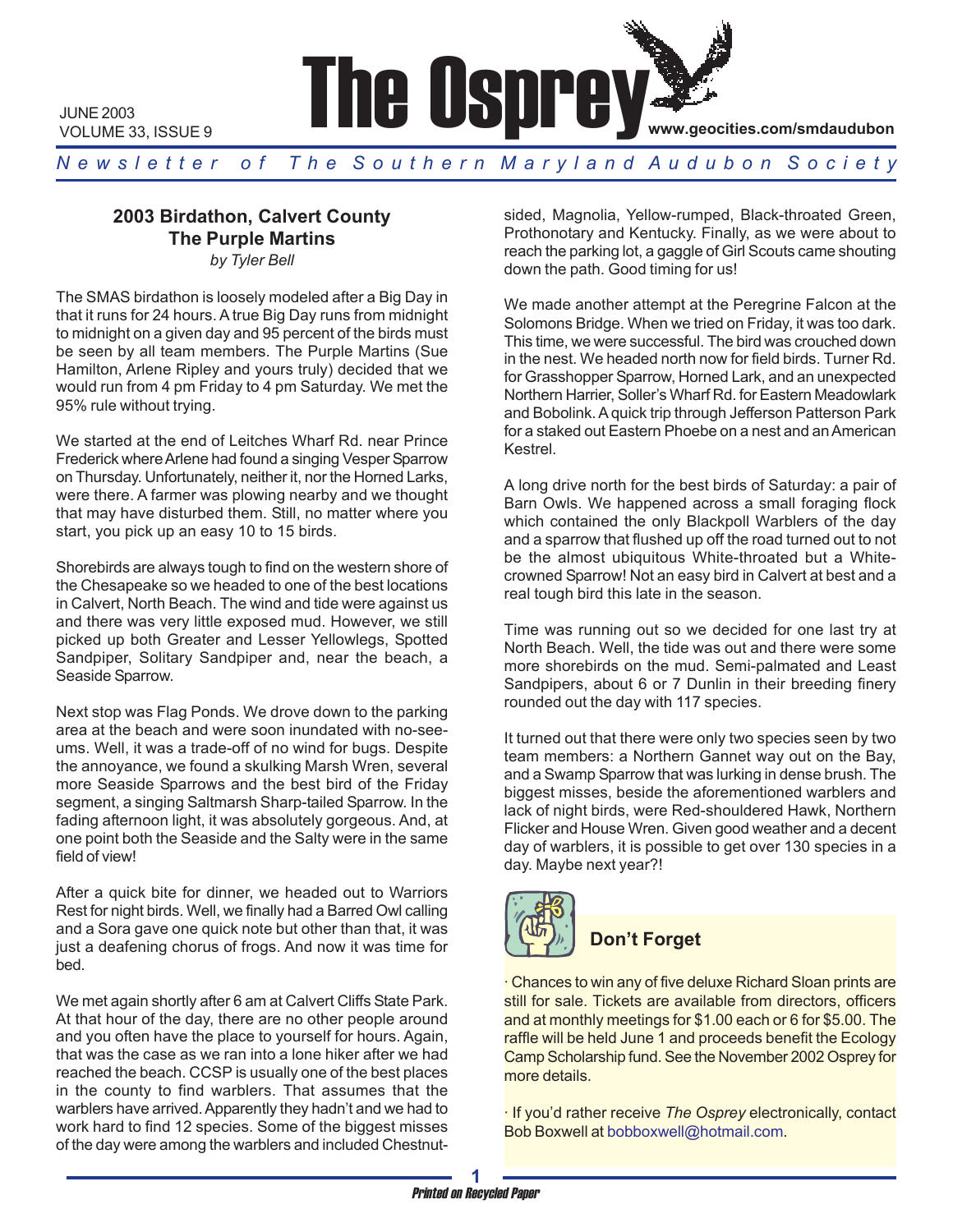JUNE 2003
VOLUME 33, ISSUE 9

# The Osprey

www.geocities.com/smdaudubon

*Newsletter of The Southern Maryland Audubon Society*

## 2003 Birdathon, Calvert County
## The Purple Martins

*by Tyler Bell*

The SMAS birdathon is loosely modeled after a Big Day in that it runs for 24 hours. A true Big Day runs from midnight to midnight on a given day and 95 percent of the birds must be seen by all team members. The Purple Martins (Sue Hamilton, Arlene Ripley and yours truly) decided that we would run from 4 pm Friday to 4 pm Saturday. We met the 95% rule without trying.

We started at the end of Leitches Wharf Rd. near Prince Frederick where Arlene had found a singing Vesper Sparrow on Thursday. Unfortunately, neither it, nor the Horned Larks, were there. A farmer was plowing nearby and we thought that may have disturbed them. Still, no matter where you start, you pick up an easy 10 to 15 birds.

Shorebirds are always tough to find on the western shore of the Chesapeake so we headed to one of the best locations in Calvert, North Beach. The wind and tide were against us and there was very little exposed mud. However, we still picked up both Greater and Lesser Yellowlegs, Spotted Sandpiper, Solitary Sandpiper and, near the beach, a Seaside Sparrow.

Next stop was Flag Ponds. We drove down to the parking area at the beach and were soon inundated with no-see-ums. Well, it was a trade-off of no wind for bugs. Despite the annoyance, we found a skulking Marsh Wren, several more Seaside Sparrows and the best bird of the Friday segment, a singing Saltmarsh Sharp-tailed Sparrow. In the fading afternoon light, it was absolutely gorgeous. And, at one point both the Seaside and the Salty were in the same field of view!

After a quick bite for dinner, we headed out to Warriors Rest for night birds. Well, we finally had a Barred Owl calling and a Sora gave one quick note but other than that, it was just a deafening chorus of frogs. And now it was time for bed.

We met again shortly after 6 am at Calvert Cliffs State Park. At that hour of the day, there are no other people around and you often have the place to yourself for hours. Again, that was the case as we ran into a lone hiker after we had reached the beach. CCSP is usually one of the best places in the county to find warblers. That assumes that the warblers have arrived. Apparently they hadn't and we had to work hard to find 12 species. Some of the biggest misses of the day were among the warblers and included Chestnut-sided, Magnolia, Yellow-rumped, Black-throated Green, Prothonotary and Kentucky. Finally, as we were about to reach the parking lot, a gaggle of Girl Scouts came shouting down the path. Good timing for us!

We made another attempt at the Peregrine Falcon at the Solomons Bridge. When we tried on Friday, it was too dark. This time, we were successful. The bird was crouched down in the nest. We headed north now for field birds. Turner Rd. for Grasshopper Sparrow, Horned Lark, and an unexpected Northern Harrier, Soller's Wharf Rd. for Eastern Meadowlark and Bobolink. A quick trip through Jefferson Patterson Park for a staked out Eastern Phoebe on a nest and an American Kestrel.

A long drive north for the best birds of Saturday: a pair of Barn Owls. We happened across a small foraging flock which contained the only Blackpoll Warblers of the day and a sparrow that flushed up off the road turned out to not be the almost ubiquitous White-throated but a White-crowned Sparrow! Not an easy bird in Calvert at best and a real tough bird this late in the season.

Time was running out so we decided for one last try at North Beach. Well, the tide was out and there were some more shorebirds on the mud. Semi-palmated and Least Sandpipers, about 6 or 7 Dunlin in their breeding finery rounded out the day with 117 species.

It turned out that there were only two species seen by two team members: a Northern Gannet way out on the Bay, and a Swamp Sparrow that was lurking in dense brush. The biggest misses, beside the aforementioned warblers and lack of night birds, were Red-shouldered Hawk, Northern Flicker and House Wren. Given good weather and a decent day of warblers, it is possible to get over 130 species in a day. Maybe next year?!

### Don't Forget

· Chances to win any of five deluxe Richard Sloan prints are still for sale. Tickets are available from directors, officers and at monthly meetings for $1.00 each or 6 for $5.00. The raffle will be held June 1 and proceeds benefit the Ecology Camp Scholarship fund. See the November 2002 Osprey for more details.

· If you'd rather receive *The Osprey* electronically, contact Bob Boxwell at bobboxwell@hotmail.com.

*Printed on Recycled Paper*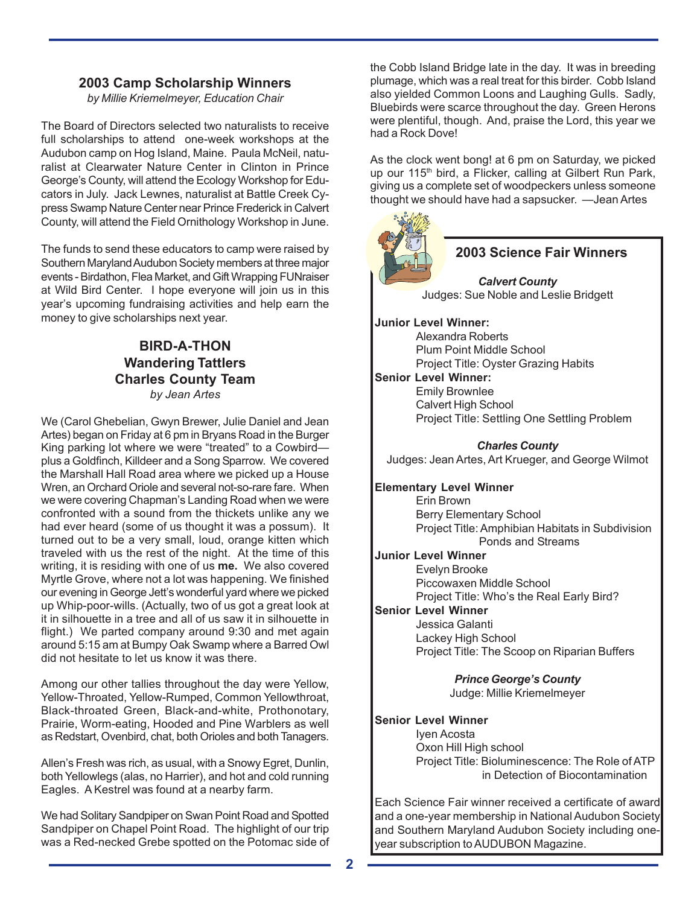## 2003 Camp Scholarship Winners

*by Millie Kriemelmeyer, Education Chair*

The Board of Directors selected two naturalists to receive full scholarships to attend one-week workshops at the Audubon camp on Hog Island, Maine. Paula McNeil, naturalist at Clearwater Nature Center in Clinton in Prince George's County, will attend the Ecology Workshop for Educators in July. Jack Lewnes, naturalist at Battle Creek Cypress Swamp Nature Center near Prince Frederick in Calvert County, will attend the Field Ornithology Workshop in June.

The funds to send these educators to camp were raised by Southern Maryland Audubon Society members at three major events - Birdathon, Flea Market, and Gift Wrapping FUNraiser at Wild Bird Center. I hope everyone will join us in this year's upcoming fundraising activities and help earn the money to give scholarships next year.

## BIRD-A-THON
## Wandering Tattlers
## Charles County Team

*by Jean Artes*

We (Carol Ghebelian, Gwyn Brewer, Julie Daniel and Jean Artes) began on Friday at 6 pm in Bryans Road in the Burger King parking lot where we were "treated" to a Cowbird—plus a Goldfinch, Killdeer and a Song Sparrow. We covered the Marshall Hall Road area where we picked up a House Wren, an Orchard Oriole and several not-so-rare fare. When we were covering Chapman's Landing Road when we were confronted with a sound from the thickets unlike any we had ever heard (some of us thought it was a possum). It turned out to be a very small, loud, orange kitten which traveled with us the rest of the night. At the time of this writing, it is residing with one of us **me.** We also covered Myrtle Grove, where not a lot was happening. We finished our evening in George Jett's wonderful yard where we picked up Whip-poor-wills. (Actually, two of us got a great look at it in silhouette in a tree and all of us saw it in silhouette in flight.) We parted company around 9:30 and met again around 5:15 am at Bumpy Oak Swamp where a Barred Owl did not hesitate to let us know it was there.

Among our other tallies throughout the day were Yellow, Yellow-Throated, Yellow-Rumped, Common Yellowthroat, Black-throated Green, Black-and-white, Prothonotary, Prairie, Worm-eating, Hooded and Pine Warblers as well as Redstart, Ovenbird, chat, both Orioles and both Tanagers.

Allen's Fresh was rich, as usual, with a Snowy Egret, Dunlin, both Yellowlegs (alas, no Harrier), and hot and cold running Eagles. A Kestrel was found at a nearby farm.

We had Solitary Sandpiper on Swan Point Road and Spotted Sandpiper on Chapel Point Road. The highlight of our trip was a Red-necked Grebe spotted on the Potomac side of the Cobb Island Bridge late in the day. It was in breeding plumage, which was a real treat for this birder. Cobb Island also yielded Common Loons and Laughing Gulls. Sadly, Bluebirds were scarce throughout the day. Green Herons were plentiful, though. And, praise the Lord, this year we had a Rock Dove!

As the clock went bong! at 6 pm on Saturday, we picked up our 115th bird, a Flicker, calling at Gilbert Run Park, giving us a complete set of woodpeckers unless someone thought we should have had a sapsucker. —Jean Artes

## 2003 Science Fair Winners

***Calvert County***

Judges: Sue Noble and Leslie Bridgett

**Junior Level Winner:**
Alexandra Roberts
Plum Point Middle School
Project Title: Oyster Grazing Habits

**Senior Level Winner:**
Emily Brownlee
Calvert High School
Project Title: Settling One Settling Problem

***Charles County***

Judges: Jean Artes, Art Krueger, and George Wilmot

**Elementary Level Winner**
Erin Brown
Berry Elementary School
Project Title: Amphibian Habitats in Subdivision Ponds and Streams

**Junior Level Winner**
Evelyn Brooke
Piccowaxen Middle School
Project Title: Who's the Real Early Bird?

**Senior Level Winner**
Jessica Galanti
Lackey High School
Project Title: The Scoop on Riparian Buffers

***Prince George's County***

Judge: Millie Kriemelmeyer

**Senior Level Winner**
Iyen Acosta
Oxon Hill High school
Project Title: Bioluminescence: The Role of ATP in Detection of Biocontamination

Each Science Fair winner received a certificate of award and a one-year membership in National Audubon Society and Southern Maryland Audubon Society including one-year subscription to AUDUBON Magazine.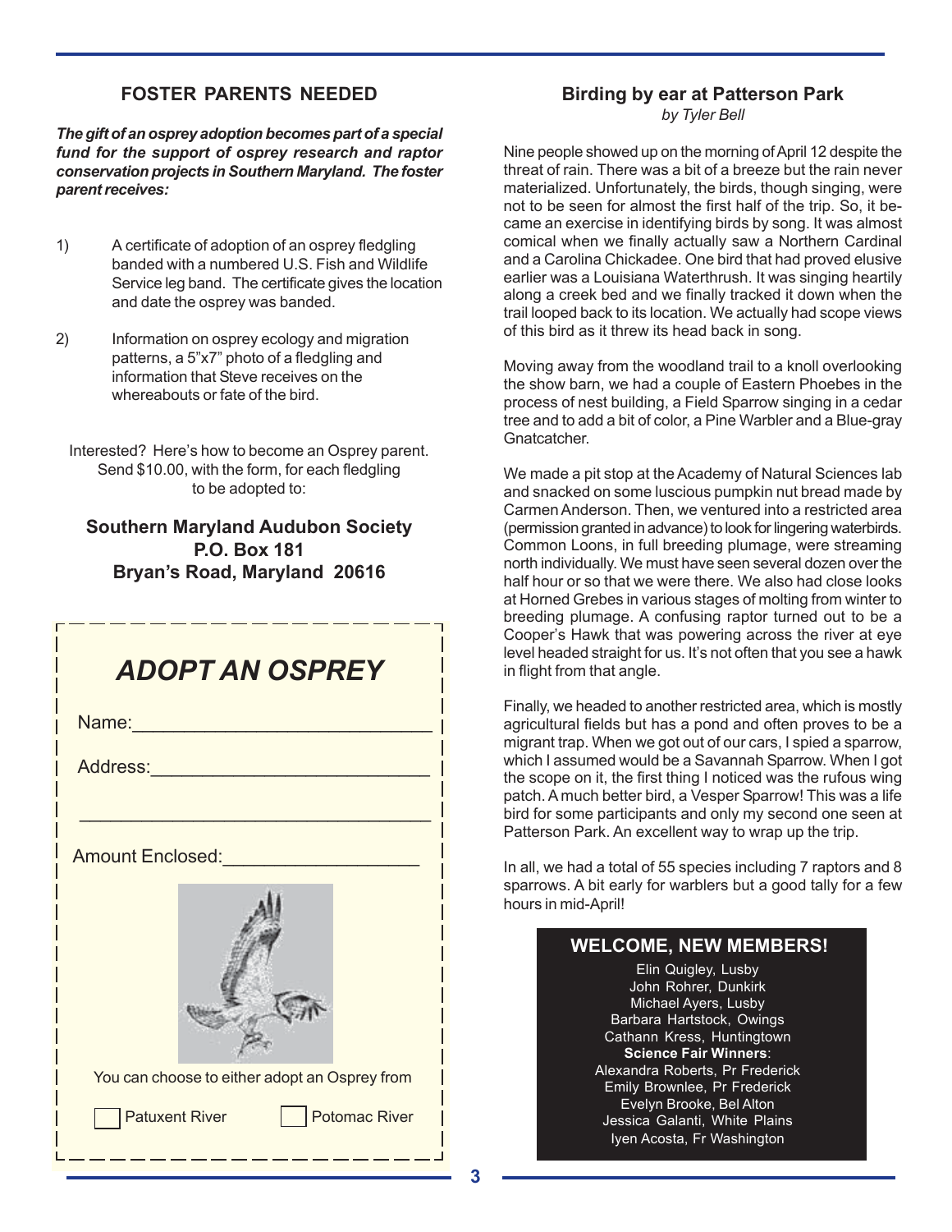## FOSTER PARENTS NEEDED

***The gift of an osprey adoption becomes part of a special fund for the support of osprey research and raptor conservation projects in Southern Maryland. The foster parent receives:***

1) A certificate of adoption of an osprey fledgling banded with a numbered U.S. Fish and Wildlife Service leg band. The certificate gives the location and date the osprey was banded.

2) Information on osprey ecology and migration patterns, a 5"x7" photo of a fledgling and information that Steve receives on the whereabouts or fate of the bird.

Interested? Here's how to become an Osprey parent. Send $10.00, with the form, for each fledgling to be adopted to:

**Southern Maryland Audubon Society**
**P.O. Box 181**
**Bryan's Road, Maryland 20616**

### *ADOPT AN OSPREY*

Name:______________________________

Address:____________________________

____________________________________

Amount Enclosed:____________________

You can choose to either adopt an Osprey from

☐ Patuxent River ☐ Potomac River

## Birding by ear at Patterson Park

*by Tyler Bell*

Nine people showed up on the morning of April 12 despite the threat of rain. There was a bit of a breeze but the rain never materialized. Unfortunately, the birds, though singing, were not to be seen for almost the first half of the trip. So, it became an exercise in identifying birds by song. It was almost comical when we finally actually saw a Northern Cardinal and a Carolina Chickadee. One bird that had proved elusive earlier was a Louisiana Waterthrush. It was singing heartily along a creek bed and we finally tracked it down when the trail looped back to its location. We actually had scope views of this bird as it threw its head back in song.

Moving away from the woodland trail to a knoll overlooking the show barn, we had a couple of Eastern Phoebes in the process of nest building, a Field Sparrow singing in a cedar tree and to add a bit of color, a Pine Warbler and a Blue-gray Gnatcatcher.

We made a pit stop at the Academy of Natural Sciences lab and snacked on some luscious pumpkin nut bread made by Carmen Anderson. Then, we ventured into a restricted area (permission granted in advance) to look for lingering waterbirds. Common Loons, in full breeding plumage, were streaming north individually. We must have seen several dozen over the half hour or so that we were there. We also had close looks at Horned Grebes in various stages of molting from winter to breeding plumage. A confusing raptor turned out to be a Cooper's Hawk that was powering across the river at eye level headed straight for us. It's not often that you see a hawk in flight from that angle.

Finally, we headed to another restricted area, which is mostly agricultural fields but has a pond and often proves to be a migrant trap. When we got out of our cars, I spied a sparrow, which I assumed would be a Savannah Sparrow. When I got the scope on it, the first thing I noticed was the rufous wing patch. A much better bird, a Vesper Sparrow! This was a life bird for some participants and only my second one seen at Patterson Park. An excellent way to wrap up the trip.

In all, we had a total of 55 species including 7 raptors and 8 sparrows. A bit early for warblers but a good tally for a few hours in mid-April!

### WELCOME, NEW MEMBERS!

Elin Quigley, Lusby
John Rohrer, Dunkirk
Michael Ayers, Lusby
Barbara Hartstock, Owings
Cathann Kress, Huntingtown
**Science Fair Winners**:
Alexandra Roberts, Pr Frederick
Emily Brownlee, Pr Frederick
Evelyn Brooke, Bel Alton
Jessica Galanti, White Plains
Iyen Acosta, Fr Washington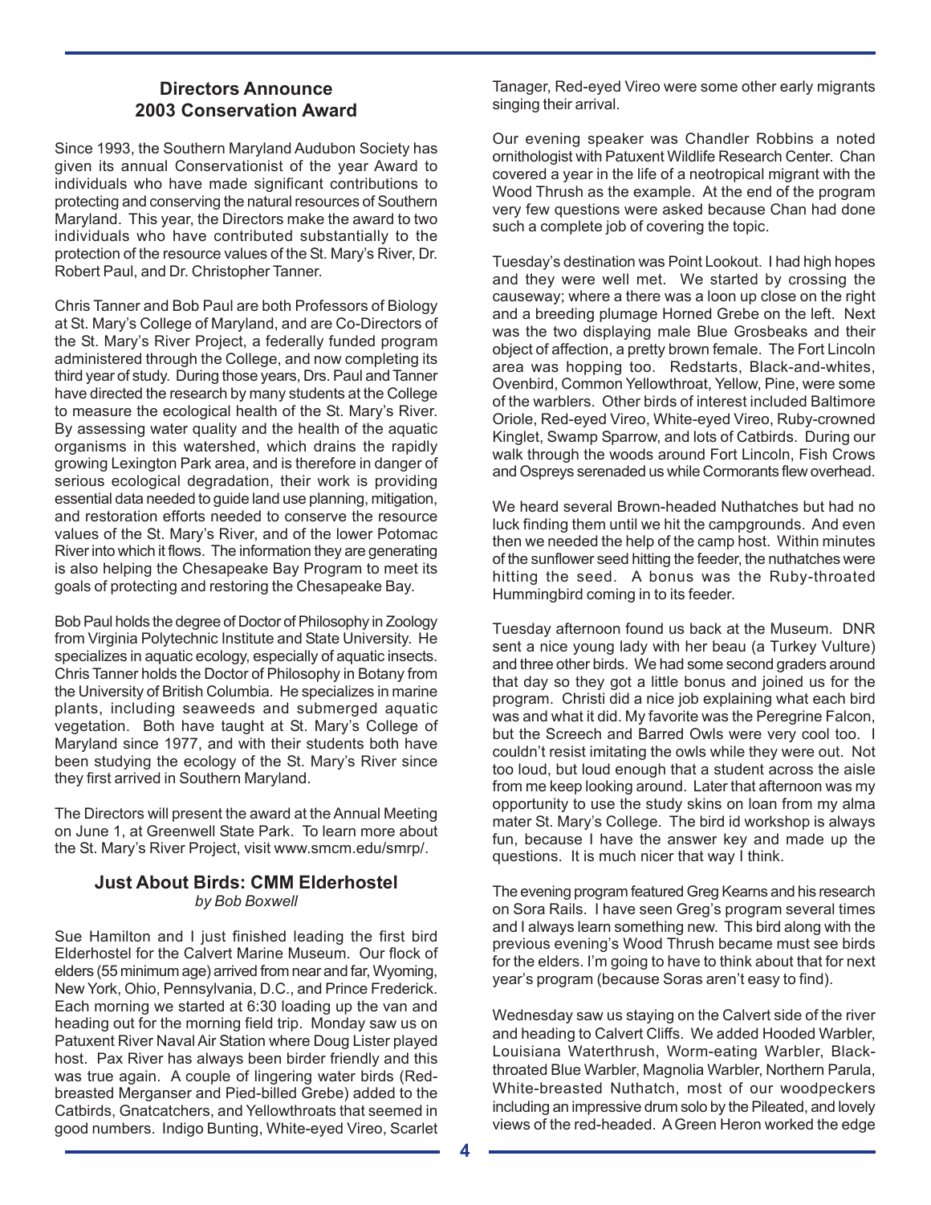## Directors Announce 2003 Conservation Award

Since 1993, the Southern Maryland Audubon Society has given its annual Conservationist of the year Award to individuals who have made significant contributions to protecting and conserving the natural resources of Southern Maryland. This year, the Directors make the award to two individuals who have contributed substantially to the protection of the resource values of the St. Mary's River, Dr. Robert Paul, and Dr. Christopher Tanner.

Chris Tanner and Bob Paul are both Professors of Biology at St. Mary's College of Maryland, and are Co-Directors of the St. Mary's River Project, a federally funded program administered through the College, and now completing its third year of study. During those years, Drs. Paul and Tanner have directed the research by many students at the College to measure the ecological health of the St. Mary's River. By assessing water quality and the health of the aquatic organisms in this watershed, which drains the rapidly growing Lexington Park area, and is therefore in danger of serious ecological degradation, their work is providing essential data needed to guide land use planning, mitigation, and restoration efforts needed to conserve the resource values of the St. Mary's River, and of the lower Potomac River into which it flows. The information they are generating is also helping the Chesapeake Bay Program to meet its goals of protecting and restoring the Chesapeake Bay.

Bob Paul holds the degree of Doctor of Philosophy in Zoology from Virginia Polytechnic Institute and State University. He specializes in aquatic ecology, especially of aquatic insects. Chris Tanner holds the Doctor of Philosophy in Botany from the University of British Columbia. He specializes in marine plants, including seaweeds and submerged aquatic vegetation. Both have taught at St. Mary's College of Maryland since 1977, and with their students both have been studying the ecology of the St. Mary's River since they first arrived in Southern Maryland.

The Directors will present the award at the Annual Meeting on June 1, at Greenwell State Park. To learn more about the St. Mary's River Project, visit www.smcm.edu/smrp/.

## Just About Birds: CMM Elderhostel

*by Bob Boxwell*

Sue Hamilton and I just finished leading the first bird Elderhostel for the Calvert Marine Museum. Our flock of elders (55 minimum age) arrived from near and far, Wyoming, New York, Ohio, Pennsylvania, D.C., and Prince Frederick. Each morning we started at 6:30 loading up the van and heading out for the morning field trip. Monday saw us on Patuxent River Naval Air Station where Doug Lister played host. Pax River has always been birder friendly and this was true again. A couple of lingering water birds (Red-breasted Merganser and Pied-billed Grebe) added to the Catbirds, Gnatcatchers, and Yellowthroats that seemed in good numbers. Indigo Bunting, White-eyed Vireo, Scarlet Tanager, Red-eyed Vireo were some other early migrants singing their arrival.

Our evening speaker was Chandler Robbins a noted ornithologist with Patuxent Wildlife Research Center. Chan covered a year in the life of a neotropical migrant with the Wood Thrush as the example. At the end of the program very few questions were asked because Chan had done such a complete job of covering the topic.

Tuesday's destination was Point Lookout. I had high hopes and they were well met. We started by crossing the causeway; where a there was a loon up close on the right and a breeding plumage Horned Grebe on the left. Next was the two displaying male Blue Grosbeaks and their object of affection, a pretty brown female. The Fort Lincoln area was hopping too. Redstarts, Black-and-whites, Ovenbird, Common Yellowthroat, Yellow, Pine, were some of the warblers. Other birds of interest included Baltimore Oriole, Red-eyed Vireo, White-eyed Vireo, Ruby-crowned Kinglet, Swamp Sparrow, and lots of Catbirds. During our walk through the woods around Fort Lincoln, Fish Crows and Ospreys serenaded us while Cormorants flew overhead.

We heard several Brown-headed Nuthatches but had no luck finding them until we hit the campgrounds. And even then we needed the help of the camp host. Within minutes of the sunflower seed hitting the feeder, the nuthatches were hitting the seed. A bonus was the Ruby-throated Hummingbird coming in to its feeder.

Tuesday afternoon found us back at the Museum. DNR sent a nice young lady with her beau (a Turkey Vulture) and three other birds. We had some second graders around that day so they got a little bonus and joined us for the program. Christi did a nice job explaining what each bird was and what it did. My favorite was the Peregrine Falcon, but the Screech and Barred Owls were very cool too. I couldn't resist imitating the owls while they were out. Not too loud, but loud enough that a student across the aisle from me keep looking around. Later that afternoon was my opportunity to use the study skins on loan from my alma mater St. Mary's College. The bird id workshop is always fun, because I have the answer key and made up the questions. It is much nicer that way I think.

The evening program featured Greg Kearns and his research on Sora Rails. I have seen Greg's program several times and I always learn something new. This bird along with the previous evening's Wood Thrush became must see birds for the elders. I'm going to have to think about that for next year's program (because Soras aren't easy to find).

Wednesday saw us staying on the Calvert side of the river and heading to Calvert Cliffs. We added Hooded Warbler, Louisiana Waterthrush, Worm-eating Warbler, Black-throated Blue Warbler, Magnolia Warbler, Northern Parula, White-breasted Nuthatch, most of our woodpeckers including an impressive drum solo by the Pileated, and lovely views of the red-headed. A Green Heron worked the edge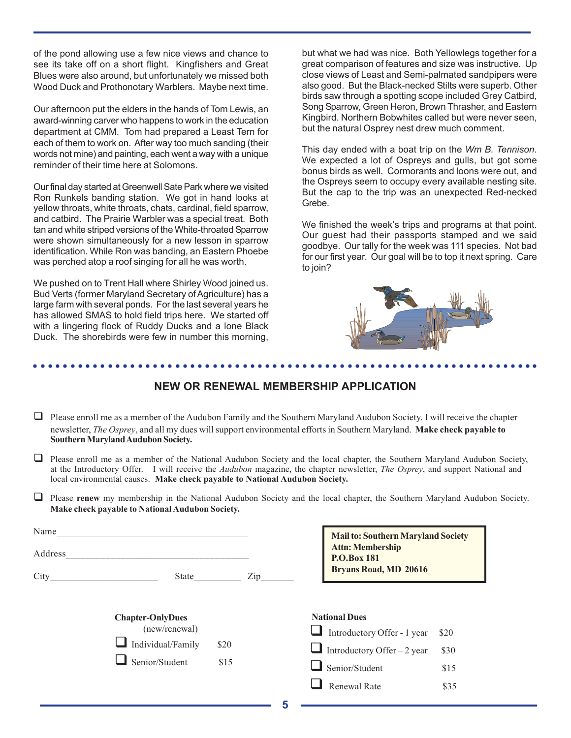of the pond allowing use a few nice views and chance to see its take off on a short flight. Kingfishers and Great Blues were also around, but unfortunately we missed both Wood Duck and Prothonotary Warblers. Maybe next time.

Our afternoon put the elders in the hands of Tom Lewis, an award-winning carver who happens to work in the education department at CMM. Tom had prepared a Least Tern for each of them to work on. After way too much sanding (their words not mine) and painting, each went a way with a unique reminder of their time here at Solomons.

Our final day started at Greenwell Sate Park where we visited Ron Runkels banding station. We got in hand looks at yellow throats, white throats, chats, cardinal, field sparrow, and catbird. The Prairie Warbler was a special treat. Both tan and white striped versions of the White-throated Sparrow were shown simultaneously for a new lesson in sparrow identification. While Ron was banding, an Eastern Phoebe was perched atop a roof singing for all he was worth.

We pushed on to Trent Hall where Shirley Wood joined us. Bud Verts (former Maryland Secretary of Agriculture) has a large farm with several ponds. For the last several years he has allowed SMAS to hold field trips here. We started off with a lingering flock of Ruddy Ducks and a lone Black Duck. The shorebirds were few in number this morning, but what we had was nice. Both Yellowlegs together for a great comparison of features and size was instructive. Up close views of Least and Semi-palmated sandpipers were also good. But the Black-necked Stilts were superb. Other birds saw through a spotting scope included Grey Catbird, Song Sparrow, Green Heron, Brown Thrasher, and Eastern Kingbird. Northern Bobwhites called but were never seen, but the natural Osprey nest drew much comment.

This day ended with a boat trip on the *Wm B. Tennison*. We expected a lot of Ospreys and gulls, but got some bonus birds as well. Cormorants and loons were out, and the Ospreys seem to occupy every available nesting site. But the cap to the trip was an unexpected Red-necked Grebe.

We finished the week's trips and programs at that point. Our guest had their passports stamped and we said goodbye. Our tally for the week was 111 species. Not bad for our first year. Our goal will be to top it next spring. Care to join?

## NEW OR RENEWAL MEMBERSHIP APPLICATION

- ☐ Please enroll me as a member of the Audubon Family and the Southern Maryland Audubon Society. I will receive the chapter newsletter, *The Osprey*, and all my dues will support environmental efforts in Southern Maryland. **Make check payable to Southern Maryland Audubon Society.**
- ☐ Please enroll me as a member of the National Audubon Society and the local chapter, the Southern Maryland Audubon Society, at the Introductory Offer. I will receive the *Audubon* magazine, the chapter newsletter, *The Osprey*, and support National and local environmental causes. **Make check payable to National Audubon Society.**
- ☐ Please **renew** my membership in the National Audubon Society and the local chapter, the Southern Maryland Audubon Society. **Make check payable to National Audubon Society.**

Name________________________________________

Address_____________________________________

City______________________ State__________ Zip_______

**Mail to: Southern Maryland Society**
**Attn: Membership**
**P.O.Box 181**
**Bryans Road, MD 20616**

**Chapter-Only Dues** (new/renewal)

- ☐ Individual/Family $20
- ☐ Senior/Student $15

**National Dues**

- ☐ Introductory Offer - 1 year $20
- ☐ Introductory Offer – 2 year $30
- ☐ Senior/Student $15
- ☐ Renewal Rate $35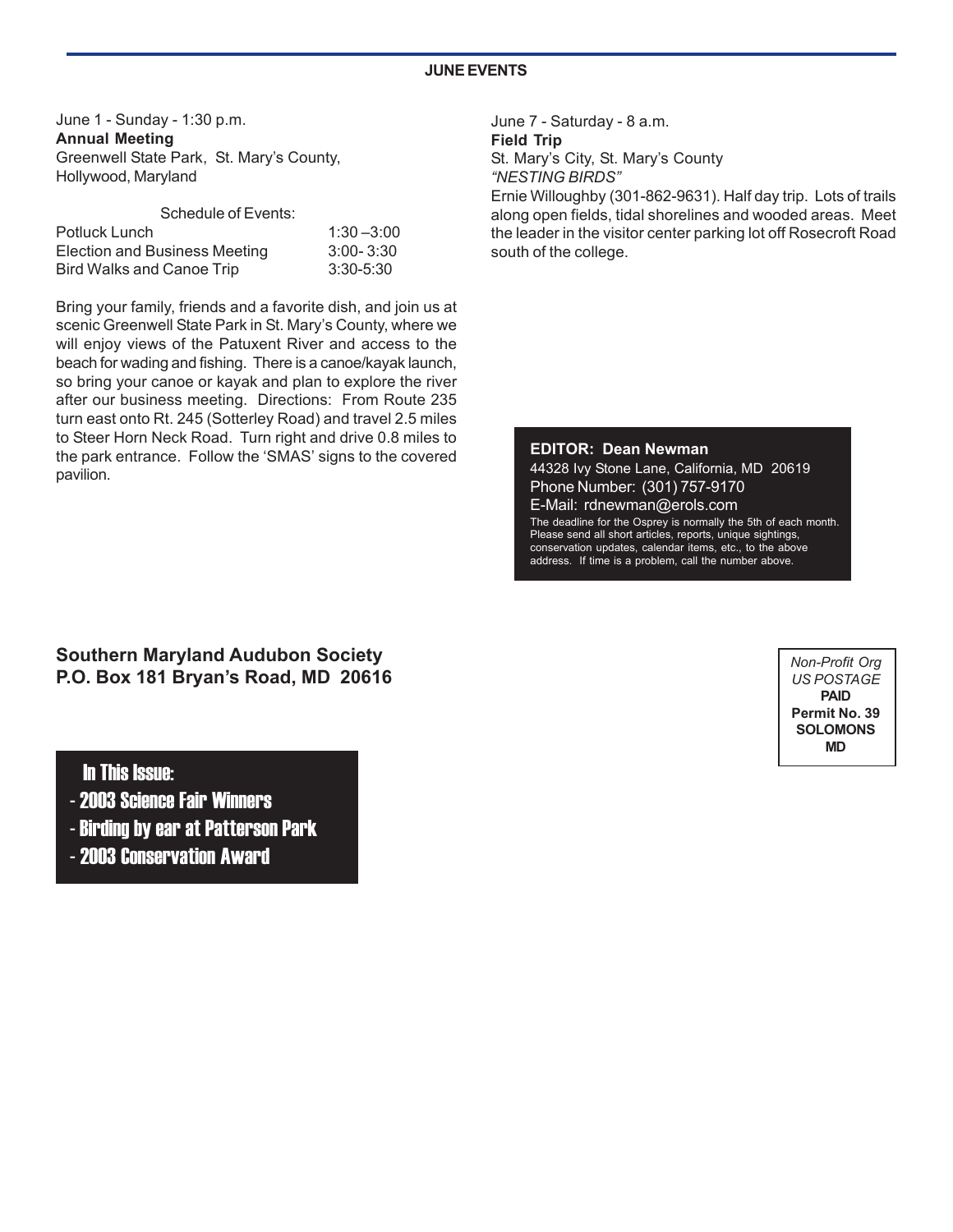## JUNE EVENTS

June 1 - Sunday - 1:30 p.m.
**Annual Meeting**
Greenwell State Park, St. Mary's County, Hollywood, Maryland

Schedule of Events:

| | |
|---|---|
| Potluck Lunch | 1:30 –3:00 |
| Election and Business Meeting | 3:00- 3:30 |
| Bird Walks and Canoe Trip | 3:30-5:30 |

Bring your family, friends and a favorite dish, and join us at scenic Greenwell State Park in St. Mary's County, where we will enjoy views of the Patuxent River and access to the beach for wading and fishing. There is a canoe/kayak launch, so bring your canoe or kayak and plan to explore the river after our business meeting. Directions: From Route 235 turn east onto Rt. 245 (Sotterley Road) and travel 2.5 miles to Steer Horn Neck Road. Turn right and drive 0.8 miles to the park entrance. Follow the 'SMAS' signs to the covered pavilion.

June 7 - Saturday - 8 a.m.
**Field Trip**
St. Mary's City, St. Mary's County
*"NESTING BIRDS"*
Ernie Willoughby (301-862-9631). Half day trip. Lots of trails along open fields, tidal shorelines and wooded areas. Meet the leader in the visitor center parking lot off Rosecroft Road south of the college.

**EDITOR: Dean Newman**
44328 Ivy Stone Lane, California, MD 20619
Phone Number: (301) 757-9170
E-Mail: rdnewman@erols.com
The deadline for the Osprey is normally the 5th of each month. Please send all short articles, reports, unique sightings, conservation updates, calendar items, etc., to the above address. If time is a problem, call the number above.

**Southern Maryland Audubon Society**
**P.O. Box 181 Bryan's Road, MD 20616**

*Non-Profit Org*
*US POSTAGE*
**PAID**
**Permit No. 39**
**SOLOMONS**
**MD**

**In This Issue:**
- 2003 Science Fair Winners
- Birding by ear at Patterson Park
- 2003 Conservation Award